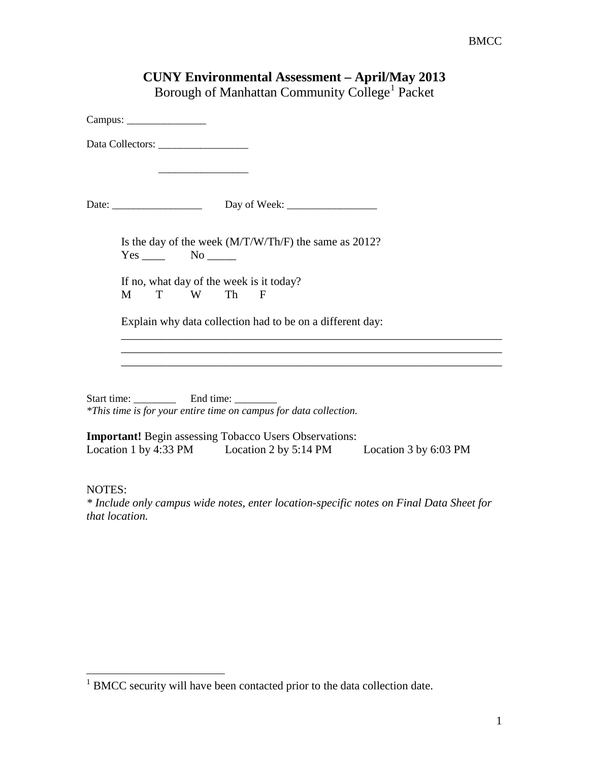# CUNY Environmental Assessment – April/May 2013

Borough of Manhattan Community College[1] Packet

Campus: _______________

Data Collectors: _________________

_________________

Date: _________________ Day of Week: _________________

Is the day of the week (M/T/W/Th/F) the same as 2012?
Yes ____ No _____

If no, what day of the week is it today?
M T W Th F

Explain why data collection had to be on a different day:
_____________________________________________________________________
_____________________________________________________________________
_____________________________________________________________________

Start time: ________ End time: ________
*This time is for your entire time on campus for data collection.*

**Important!** Begin assessing Tobacco Users Observations:
Location 1 by 4:33 PM Location 2 by 5:14 PM Location 3 by 6:03 PM

NOTES:
*\* Include only campus wide notes, enter location-specific notes on Final Data Sheet for that location.*

[1] BMCC security will have been contacted prior to the data collection date.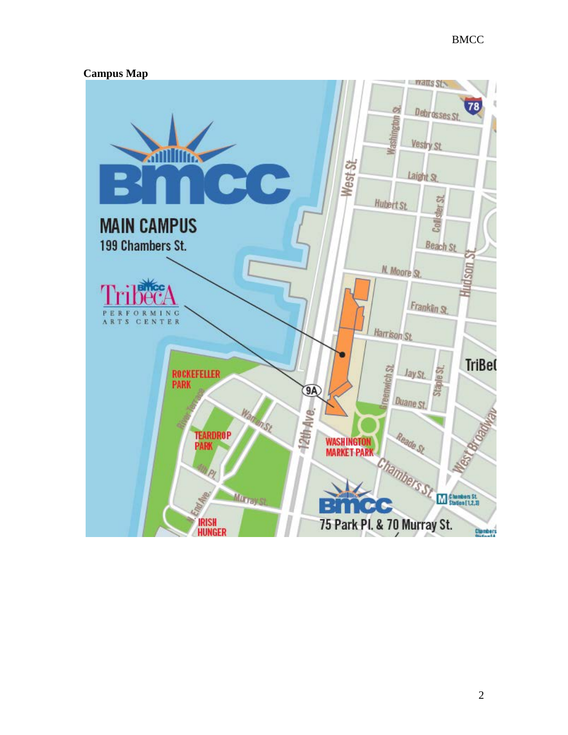**Campus Map**

BMCC

MAIN CAMPUS
199 Chambers St.

Tribeca PERFORMING ARTS CENTER

BMCC
75 Park Pl. & 70 Murray St.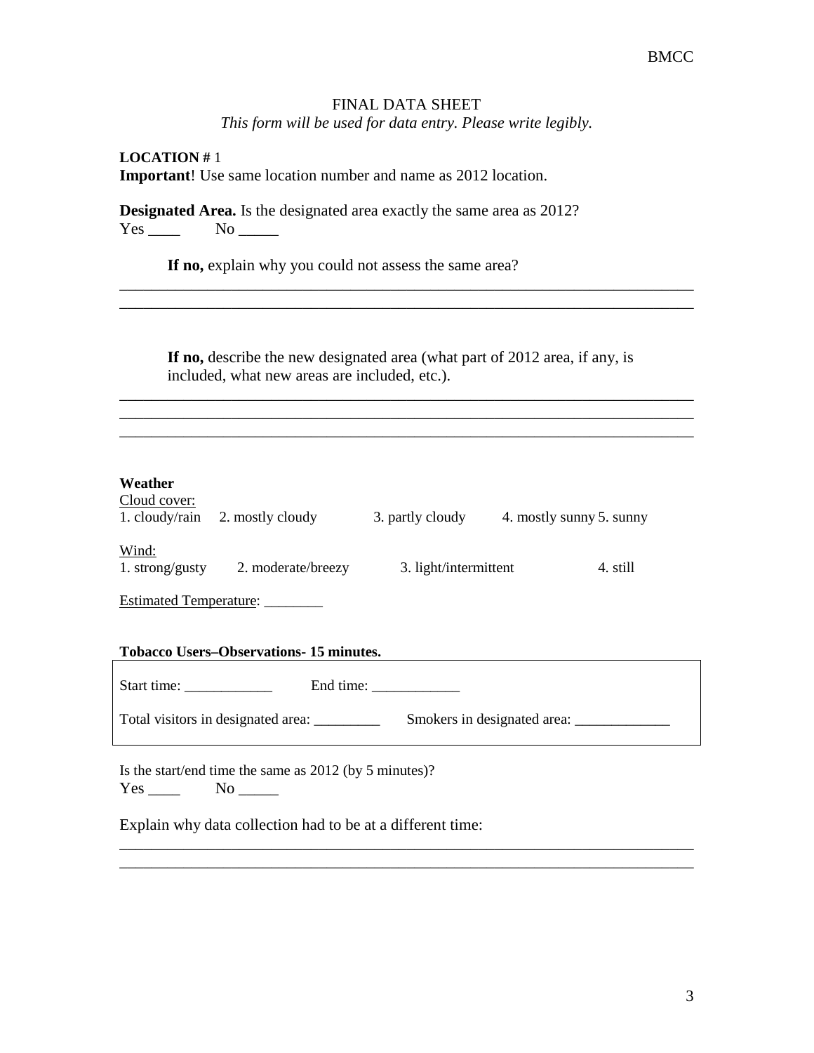FINAL DATA SHEET

*This form will be used for data entry. Please write legibly.*

**LOCATION #** 1

**Important**! Use same location number and name as 2012 location.

**Designated Area.** Is the designated area exactly the same area as 2012?

Yes ____ No _____

**If no,** explain why you could not assess the same area?

___________________________________________________________________________

___________________________________________________________________________

**If no,** describe the new designated area (what part of 2012 area, if any, is included, what new areas are included, etc.).

___________________________________________________________________________

___________________________________________________________________________

___________________________________________________________________________

**Weather**

Cloud cover:

1. cloudy/rain 2. mostly cloudy 3. partly cloudy 4. mostly sunny 5. sunny

Wind:

1. strong/gusty 2. moderate/breezy 3. light/intermittent 4. still

Estimated Temperature: ________

**Tobacco Users–Observations- 15 minutes.**

Start time: ____________ End time: ____________

Total visitors in designated area: _________ Smokers in designated area: _____________

Is the start/end time the same as 2012 (by 5 minutes)?

Yes ____ No _____

Explain why data collection had to be at a different time:

___________________________________________________________________________

___________________________________________________________________________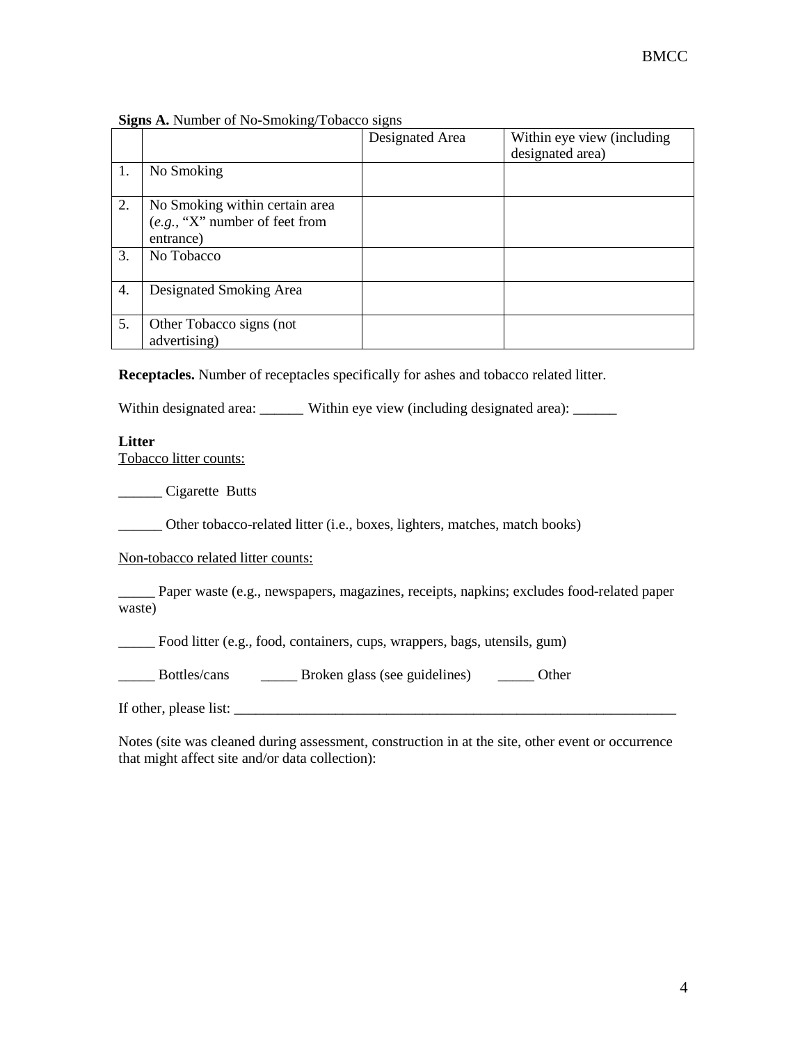**Signs A.** Number of No-Smoking/Tobacco signs

| | | Designated Area | Within eye view (including designated area) |
|---|---|---|---|
| 1. | No Smoking | | |
| 2. | No Smoking within certain area (*e.g.*, “X” number of feet from entrance) | | |
| 3. | No Tobacco | | |
| 4. | Designated Smoking Area | | |
| 5. | Other Tobacco signs (not advertising) | | |

**Receptacles.** Number of receptacles specifically for ashes and tobacco related litter.

Within designated area: ______ Within eye view (including designated area): ______

**Litter**

Tobacco litter counts:

______ Cigarette Butts

______ Other tobacco-related litter (i.e., boxes, lighters, matches, match books)

Non-tobacco related litter counts:

_____ Paper waste (e.g., newspapers, magazines, receipts, napkins; excludes food-related paper waste)

_____ Food litter (e.g., food, containers, cups, wrappers, bags, utensils, gum)

_____ Bottles/cans _____ Broken glass (see guidelines) _____ Other

If other, please list: _________________________________________________________________

Notes (site was cleaned during assessment, construction in at the site, other event or occurrence that might affect site and/or data collection):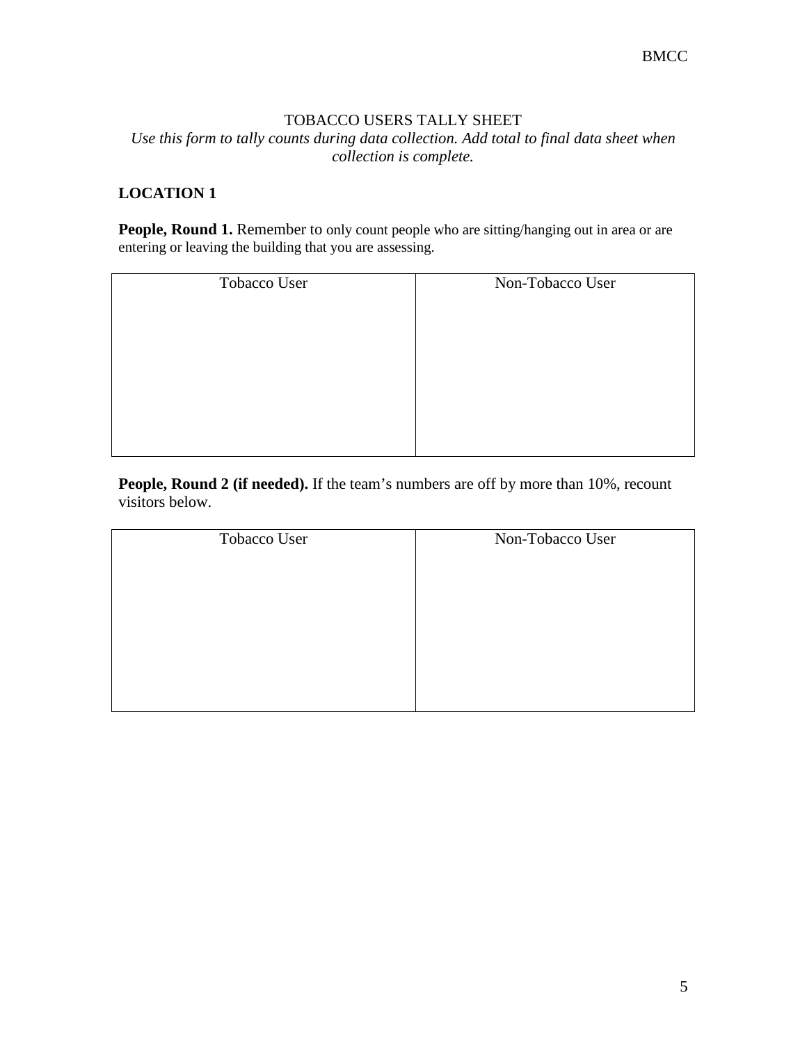TOBACCO USERS TALLY SHEET

*Use this form to tally counts during data collection. Add total to final data sheet when collection is complete.*

**LOCATION 1**

**People, Round 1.** Remember to only count people who are sitting/hanging out in area or are entering or leaving the building that you are assessing.

| Tobacco User | Non-Tobacco User |
|---|---|
| | |

**People, Round 2 (if needed).** If the team's numbers are off by more than 10%, recount visitors below.

| Tobacco User | Non-Tobacco User |
|---|---|
| | |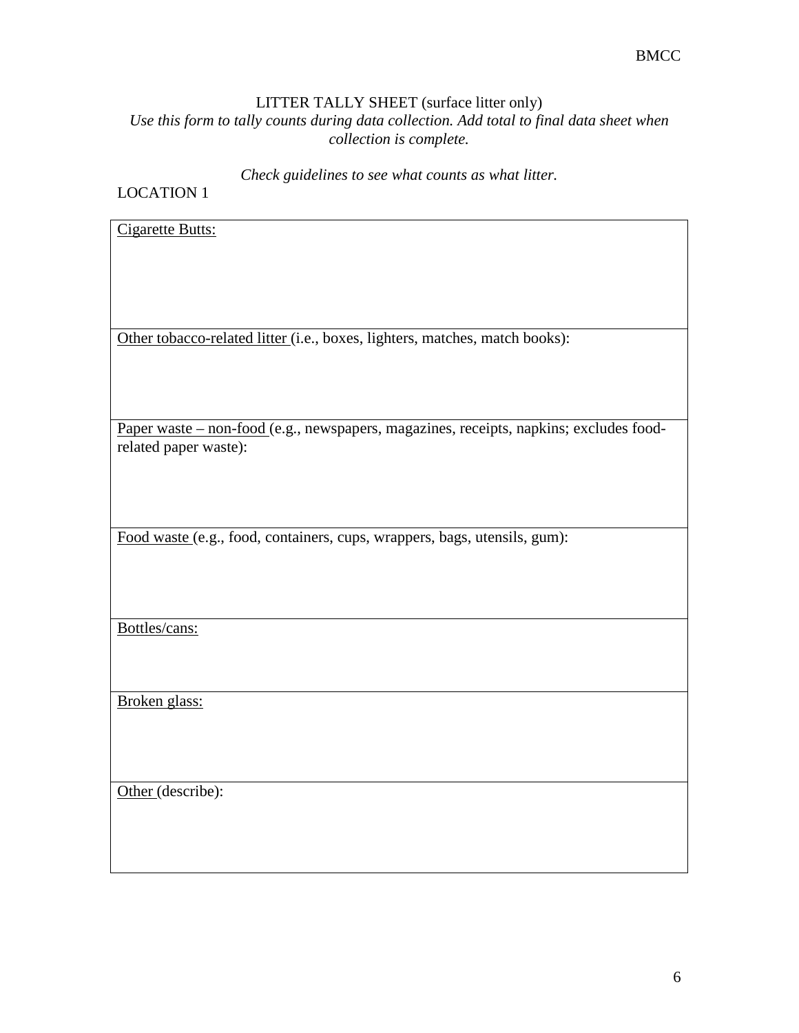LITTER TALLY SHEET (surface litter only)

*Use this form to tally counts during data collection. Add total to final data sheet when collection is complete.*

*Check guidelines to see what counts as what litter.*

LOCATION 1

| Cigarette Butts: |
|---|
| Other tobacco-related litter (i.e., boxes, lighters, matches, match books): |
| Paper waste – non-food (e.g., newspapers, magazines, receipts, napkins; excludes food-related paper waste): |
| Food waste (e.g., food, containers, cups, wrappers, bags, utensils, gum): |
| Bottles/cans: |
| Broken glass: |
| Other (describe): |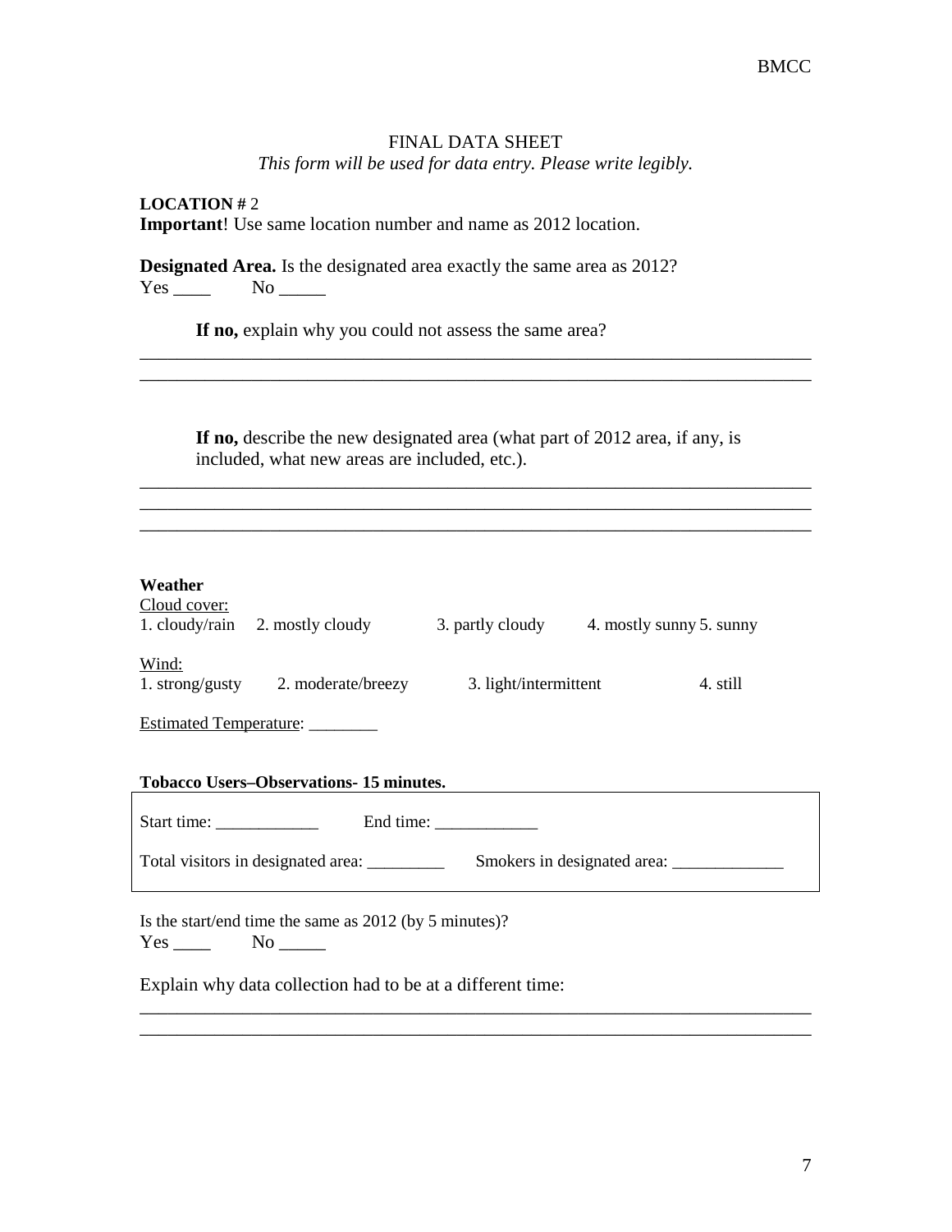# FINAL DATA SHEET

*This form will be used for data entry. Please write legibly.*

**LOCATION #** 2

**Important**! Use same location number and name as 2012 location.

**Designated Area.** Is the designated area exactly the same area as 2012?

Yes ____ No _____

**If no,** explain why you could not assess the same area?

_______________________________________________________________________________

_______________________________________________________________________________

**If no,** describe the new designated area (what part of 2012 area, if any, is included, what new areas are included, etc.).

_______________________________________________________________________________

_______________________________________________________________________________

_______________________________________________________________________________

**Weather**

Cloud cover:

1. cloudy/rain 2. mostly cloudy 3. partly cloudy 4. mostly sunny 5. sunny

Wind:

1. strong/gusty 2. moderate/breezy 3. light/intermittent 4. still

Estimated Temperature: ________

**Tobacco Users–Observations- 15 minutes.**

Start time: ____________ End time: ____________

Total visitors in designated area: _________ Smokers in designated area: _____________

Is the start/end time the same as 2012 (by 5 minutes)?

Yes ____ No _____

Explain why data collection had to be at a different time:

_______________________________________________________________________________

_______________________________________________________________________________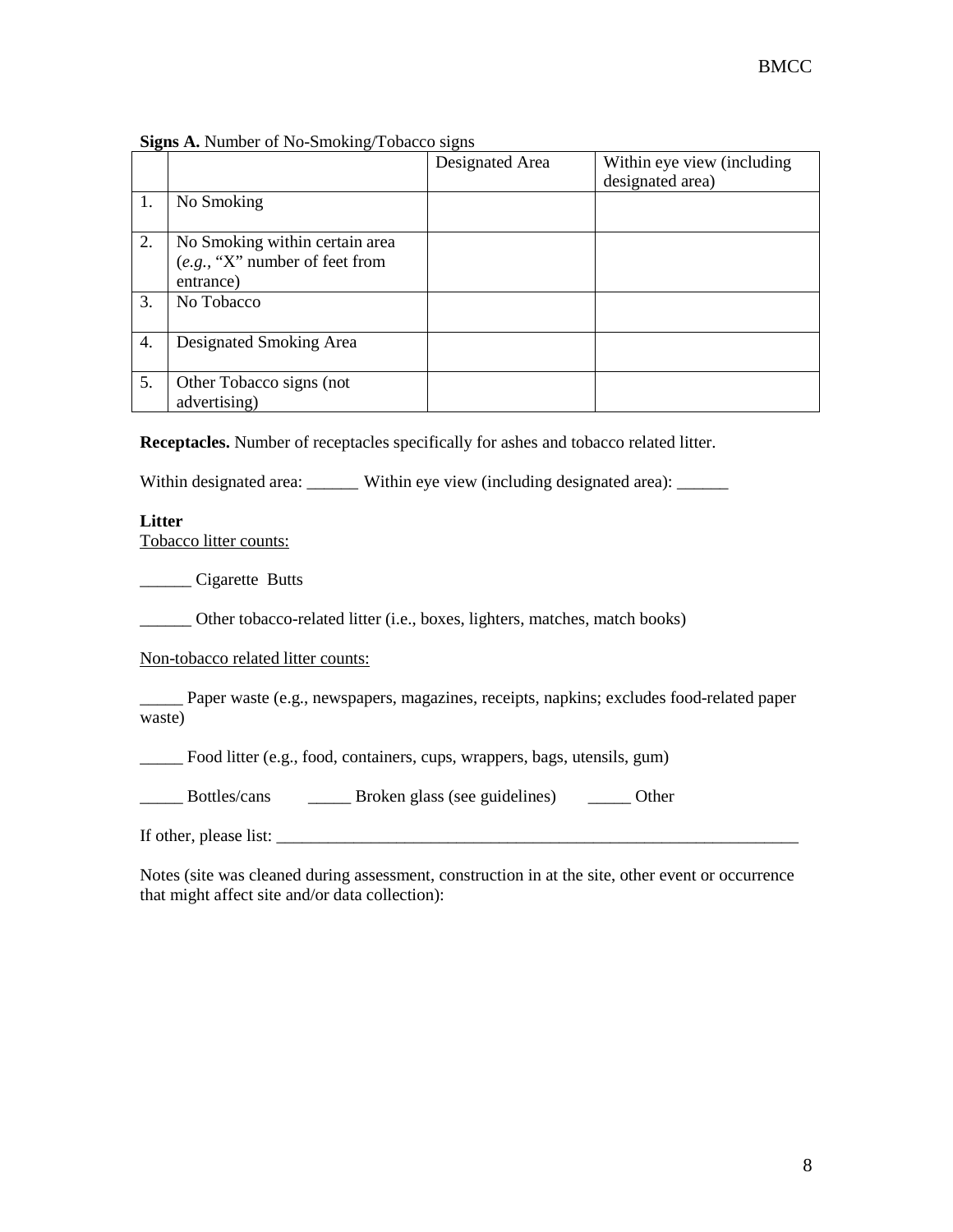**Signs A.** Number of No-Smoking/Tobacco signs

| | | Designated Area | Within eye view (including designated area) |
|---|---|---|---|
| 1. | No Smoking | | |
| 2. | No Smoking within certain area (*e.g.*, "X" number of feet from entrance) | | |
| 3. | No Tobacco | | |
| 4. | Designated Smoking Area | | |
| 5. | Other Tobacco signs (not advertising) | | |

**Receptacles.** Number of receptacles specifically for ashes and tobacco related litter.

Within designated area: ______ Within eye view (including designated area): ______

**Litter**

Tobacco litter counts:

______ Cigarette Butts

______ Other tobacco-related litter (i.e., boxes, lighters, matches, match books)

Non-tobacco related litter counts:

_____ Paper waste (e.g., newspapers, magazines, receipts, napkins; excludes food-related paper waste)

_____ Food litter (e.g., food, containers, cups, wrappers, bags, utensils, gum)

_____ Bottles/cans _____ Broken glass (see guidelines) _____ Other

If other, please list: _______________________________________________________________

Notes (site was cleaned during assessment, construction in at the site, other event or occurrence that might affect site and/or data collection):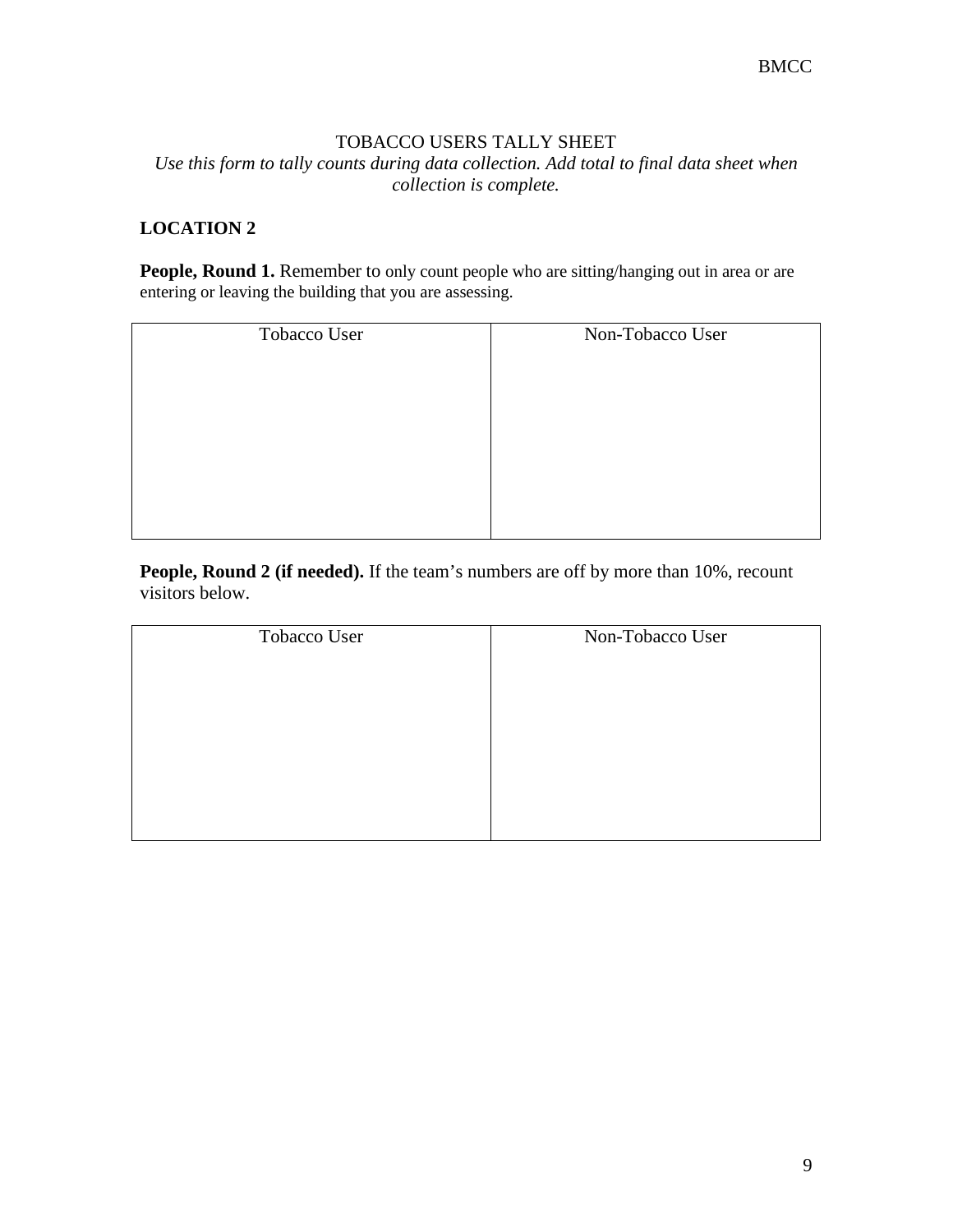TOBACCO USERS TALLY SHEET

*Use this form to tally counts during data collection. Add total to final data sheet when collection is complete.*

**LOCATION 2**

**People, Round 1.** Remember to only count people who are sitting/hanging out in area or are entering or leaving the building that you are assessing.

| Tobacco User | Non-Tobacco User |
| --- | --- |
| | |

**People, Round 2 (if needed).** If the team's numbers are off by more than 10%, recount visitors below.

| Tobacco User | Non-Tobacco User |
| --- | --- |
| | |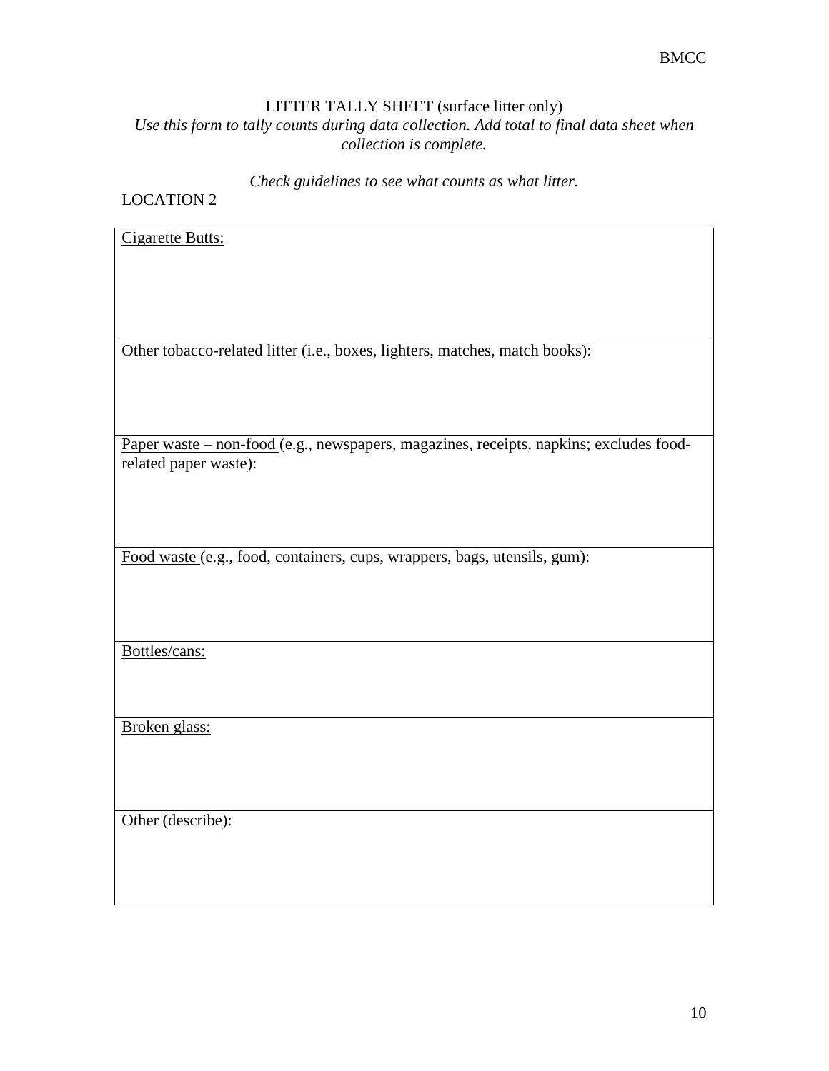# LITTER TALLY SHEET (surface litter only)

*Use this form to tally counts during data collection. Add total to final data sheet when collection is complete.*

*Check guidelines to see what counts as what litter.*

LOCATION 2

| Cigarette Butts: |
|---|
| Other tobacco-related litter (i.e., boxes, lighters, matches, match books): |
| Paper waste – non-food (e.g., newspapers, magazines, receipts, napkins; excludes food-related paper waste): |
| Food waste (e.g., food, containers, cups, wrappers, bags, utensils, gum): |
| Bottles/cans: |
| Broken glass: |
| Other (describe): |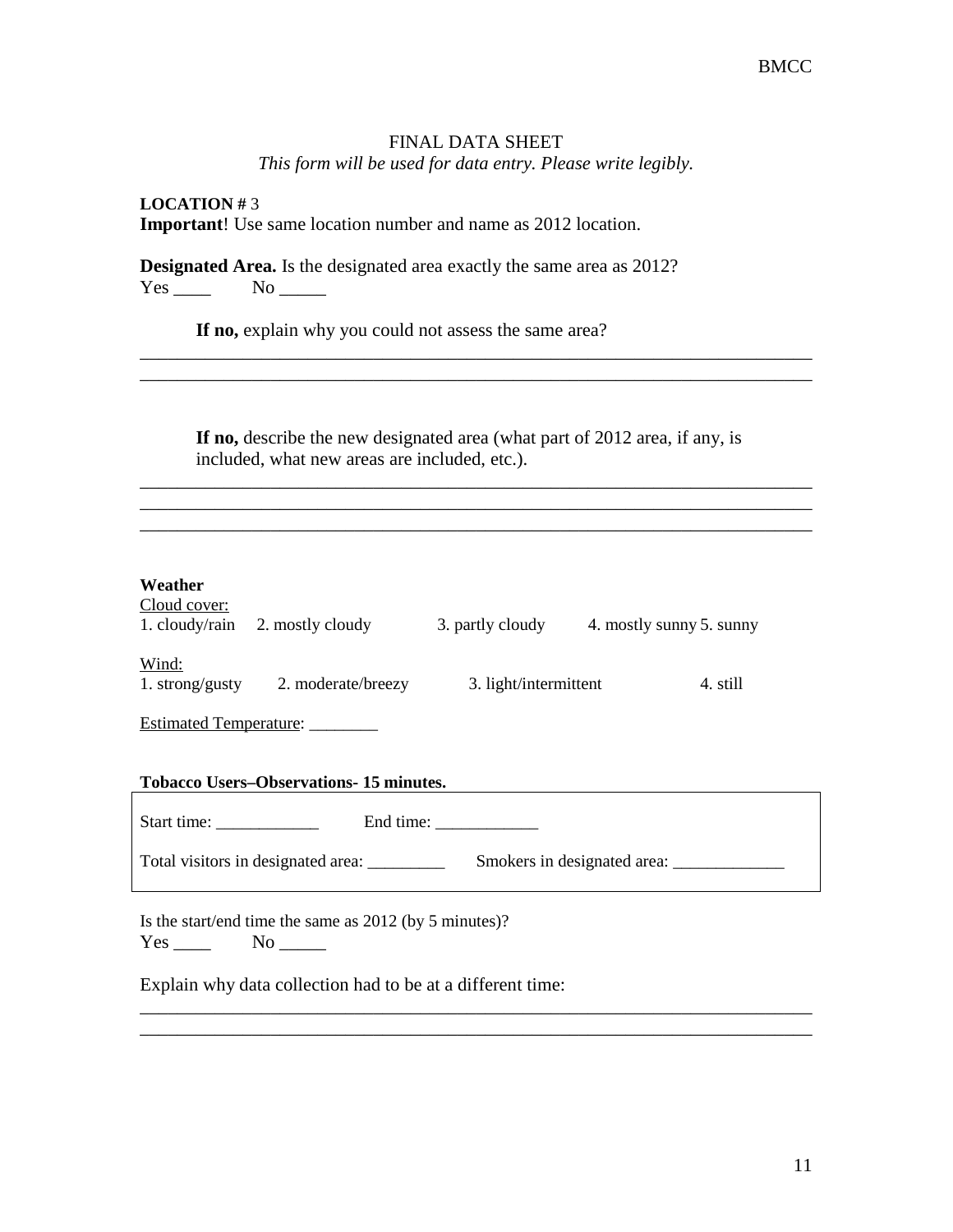# FINAL DATA SHEET

*This form will be used for data entry. Please write legibly.*

**LOCATION #** 3
**Important**! Use same location number and name as 2012 location.

**Designated Area.** Is the designated area exactly the same area as 2012?
Yes ____ No _____

**If no,** explain why you could not assess the same area?

______________________________________________________________________________
______________________________________________________________________________

**If no,** describe the new designated area (what part of 2012 area, if any, is included, what new areas are included, etc.).

______________________________________________________________________________
______________________________________________________________________________
______________________________________________________________________________

**Weather**

Cloud cover:
1. cloudy/rain 2. mostly cloudy 3. partly cloudy 4. mostly sunny 5. sunny

Wind:
1. strong/gusty 2. moderate/breezy 3. light/intermittent 4. still

Estimated Temperature: ________

**Tobacco Users–Observations- 15 minutes.**

Start time: ____________ End time: ____________

Total visitors in designated area: _________ Smokers in designated area: _____________

Is the start/end time the same as 2012 (by 5 minutes)?
Yes ____ No _____

Explain why data collection had to be at a different time:

______________________________________________________________________________
______________________________________________________________________________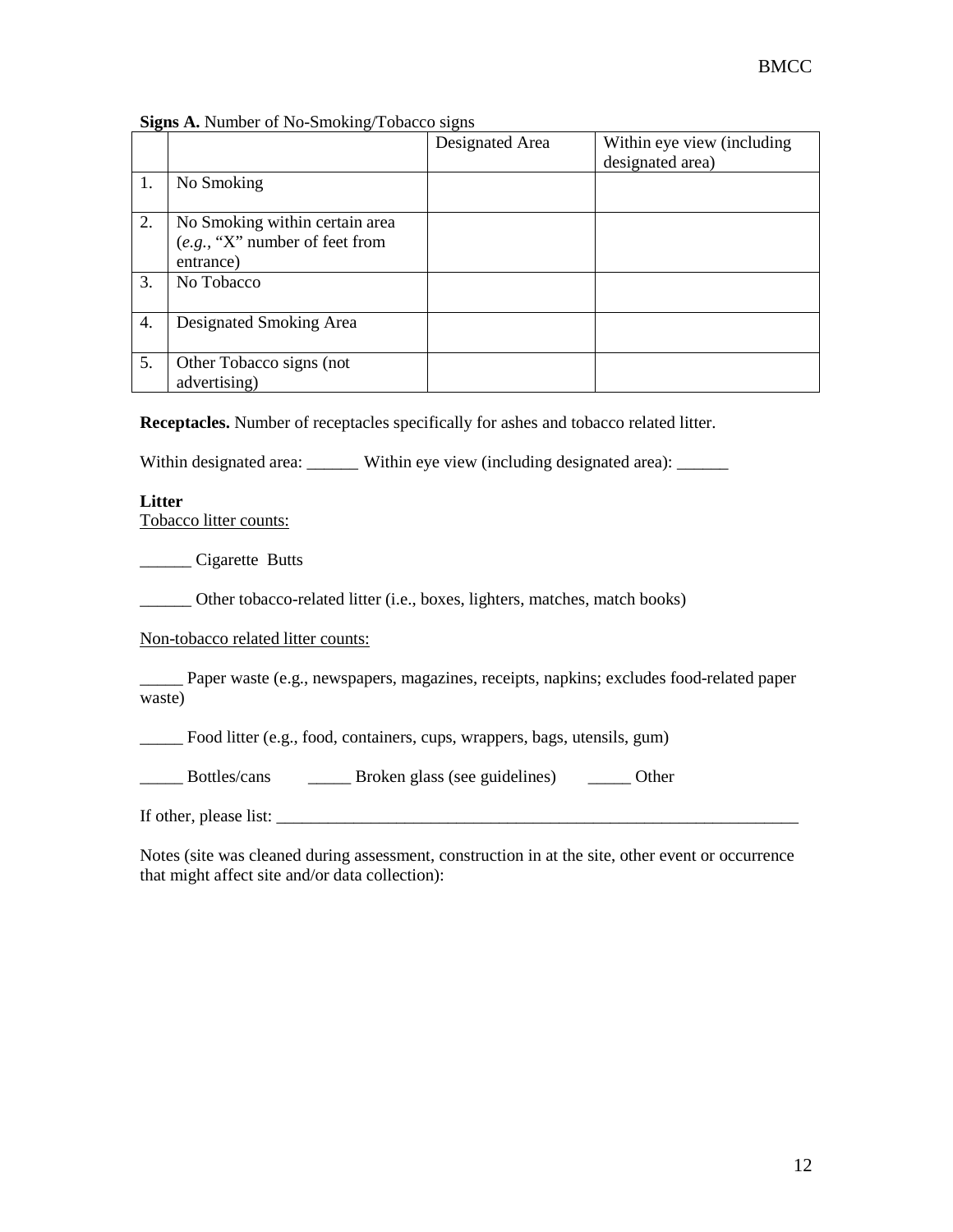**Signs A.** Number of No-Smoking/Tobacco signs

| | | Designated Area | Within eye view (including designated area) |
|---|---|---|---|
| 1. | No Smoking | | |
| 2. | No Smoking within certain area (*e.g.*, "X" number of feet from entrance) | | |
| 3. | No Tobacco | | |
| 4. | Designated Smoking Area | | |
| 5. | Other Tobacco signs (not advertising) | | |

**Receptacles.** Number of receptacles specifically for ashes and tobacco related litter.

Within designated area: ______ Within eye view (including designated area): ______

**Litter**

Tobacco litter counts:

______ Cigarette Butts

______ Other tobacco-related litter (i.e., boxes, lighters, matches, match books)

Non-tobacco related litter counts:

_____ Paper waste (e.g., newspapers, magazines, receipts, napkins; excludes food-related paper waste)

_____ Food litter (e.g., food, containers, cups, wrappers, bags, utensils, gum)

_____ Bottles/cans _____ Broken glass (see guidelines) _____ Other

If other, please list: _______________________________________________________________

Notes (site was cleaned during assessment, construction in at the site, other event or occurrence that might affect site and/or data collection):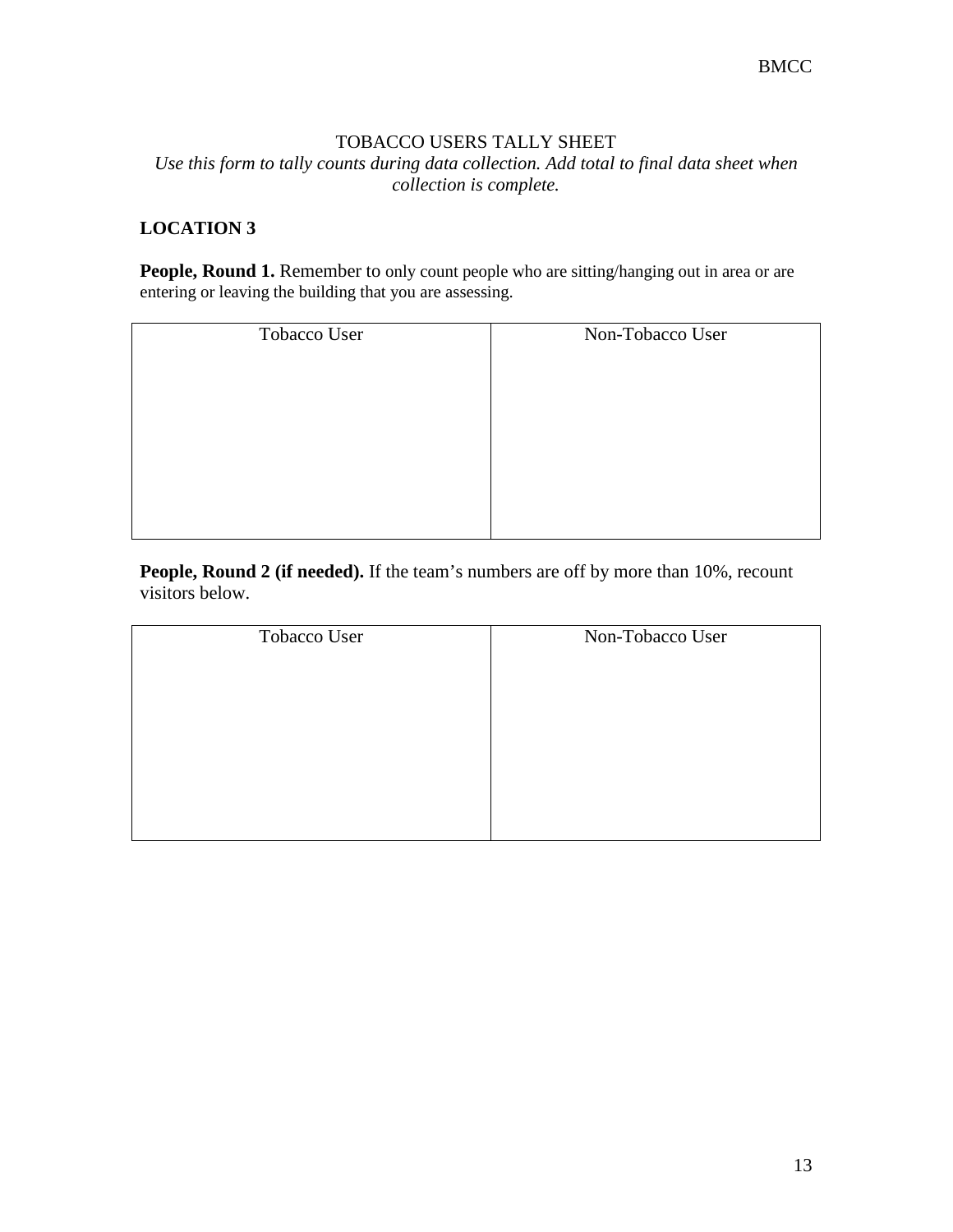TOBACCO USERS TALLY SHEET

*Use this form to tally counts during data collection. Add total to final data sheet when collection is complete.*

**LOCATION 3**

**People, Round 1.** Remember to only count people who are sitting/hanging out in area or are entering or leaving the building that you are assessing.

| Tobacco User | Non-Tobacco User |
| --- | --- |
| | |

**People, Round 2 (if needed).** If the team's numbers are off by more than 10%, recount visitors below.

| Tobacco User | Non-Tobacco User |
| --- | --- |
| | |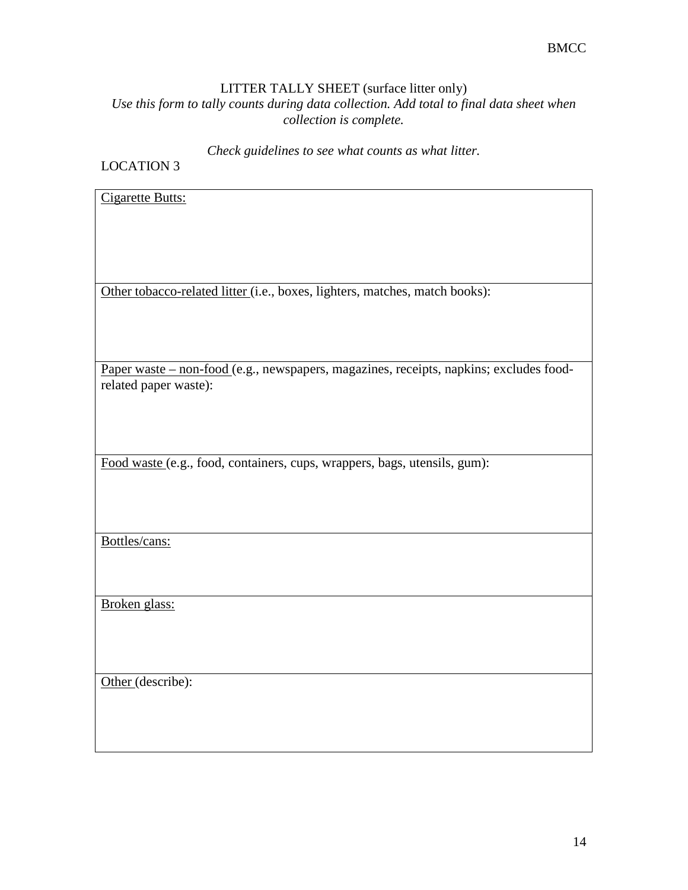LITTER TALLY SHEET (surface litter only)

*Use this form to tally counts during data collection. Add total to final data sheet when collection is complete.*

*Check guidelines to see what counts as what litter.*

LOCATION 3

| Cigarette Butts: |
| --- |
| Other tobacco-related litter (i.e., boxes, lighters, matches, match books): |
| Paper waste – non-food (e.g., newspapers, magazines, receipts, napkins; excludes food-related paper waste): |
| Food waste (e.g., food, containers, cups, wrappers, bags, utensils, gum): |
| Bottles/cans: |
| Broken glass: |
| Other (describe): |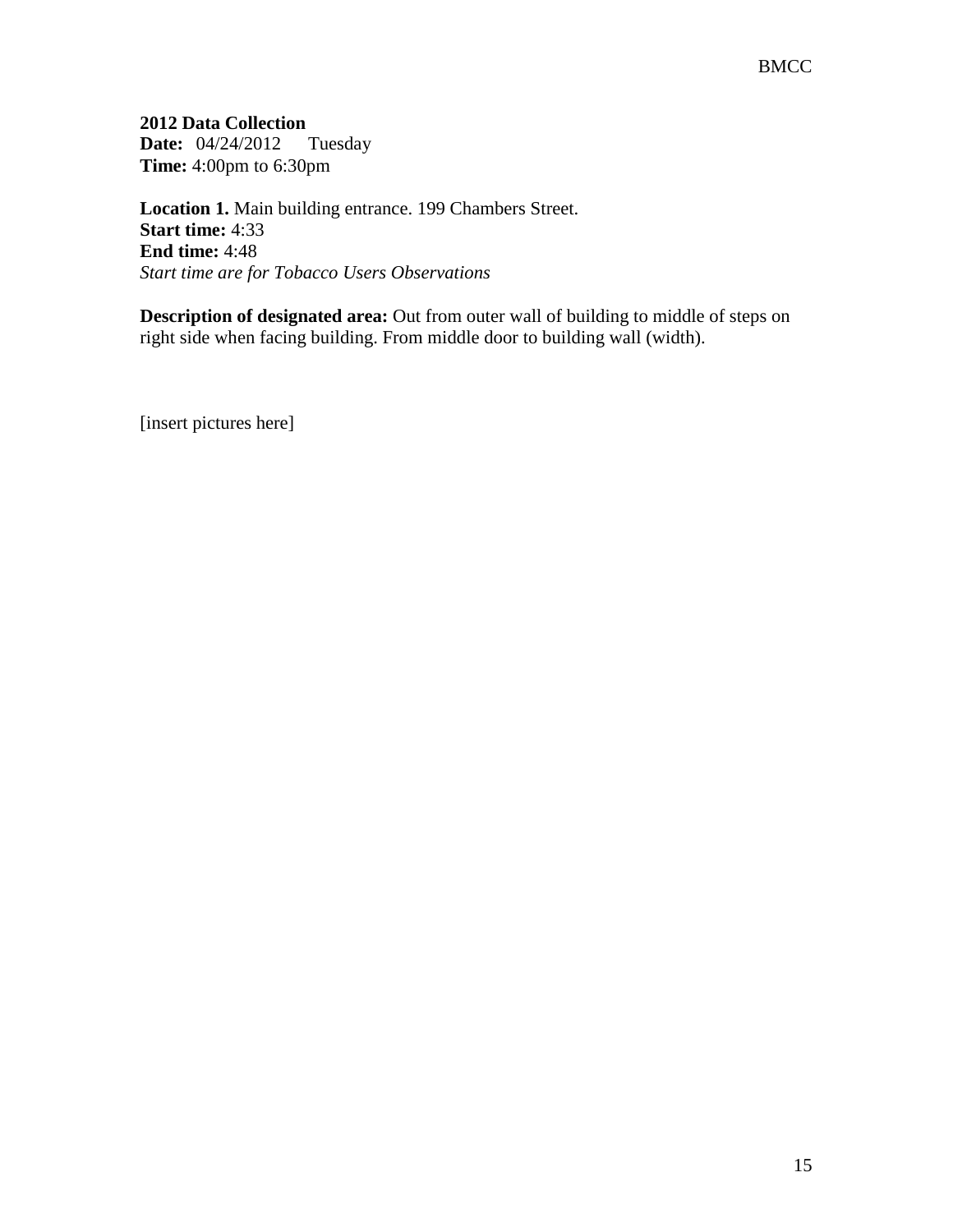**2012 Data Collection**
**Date:** 04/24/2012 Tuesday
**Time:** 4:00pm to 6:30pm

**Location 1.** Main building entrance. 199 Chambers Street.
**Start time:** 4:33
**End time:** 4:48
*Start time are for Tobacco Users Observations*

**Description of designated area:** Out from outer wall of building to middle of steps on right side when facing building. From middle door to building wall (width).

[insert pictures here]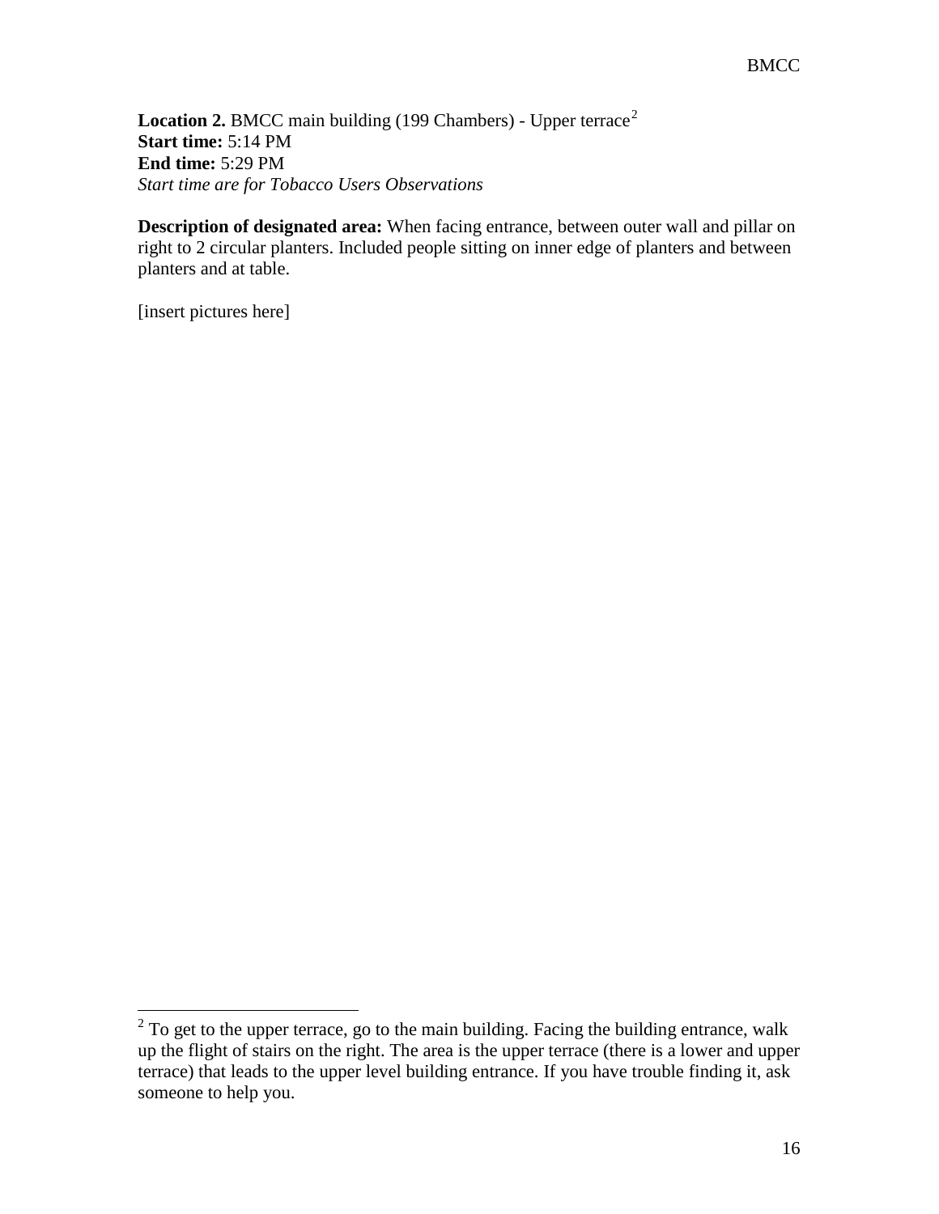**Location 2.** BMCC main building (199 Chambers) - Upper terrace[2]
**Start time:** 5:14 PM
**End time:** 5:29 PM
*Start time are for Tobacco Users Observations*

**Description of designated area:** When facing entrance, between outer wall and pillar on right to 2 circular planters. Included people sitting on inner edge of planters and between planters and at table.

[insert pictures here]

[2] To get to the upper terrace, go to the main building. Facing the building entrance, walk up the flight of stairs on the right. The area is the upper terrace (there is a lower and upper terrace) that leads to the upper level building entrance. If you have trouble finding it, ask someone to help you.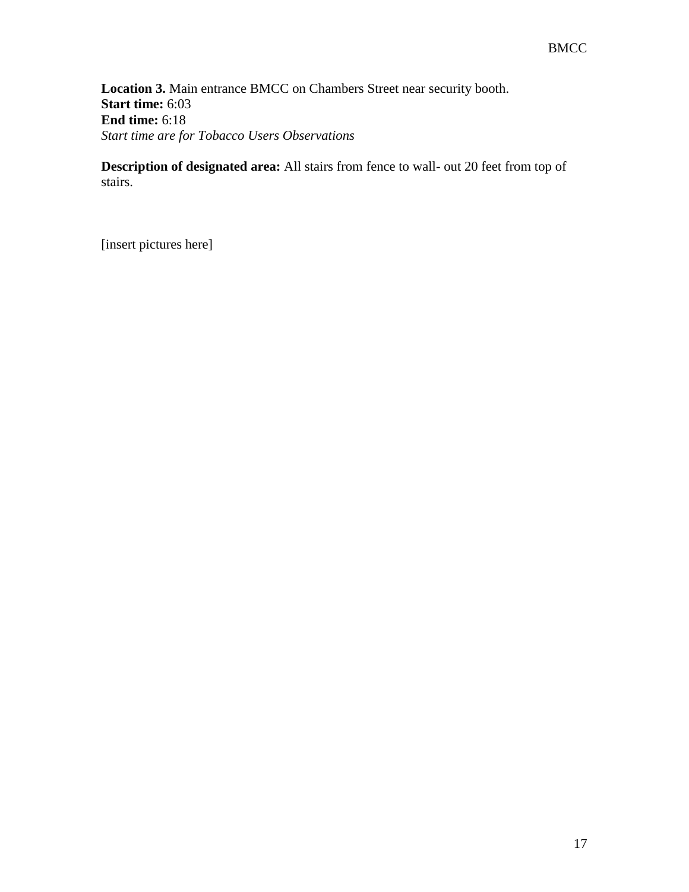**Location 3.** Main entrance BMCC on Chambers Street near security booth.
**Start time:** 6:03
**End time:** 6:18
*Start time are for Tobacco Users Observations*

**Description of designated area:** All stairs from fence to wall- out 20 feet from top of stairs.

[insert pictures here]